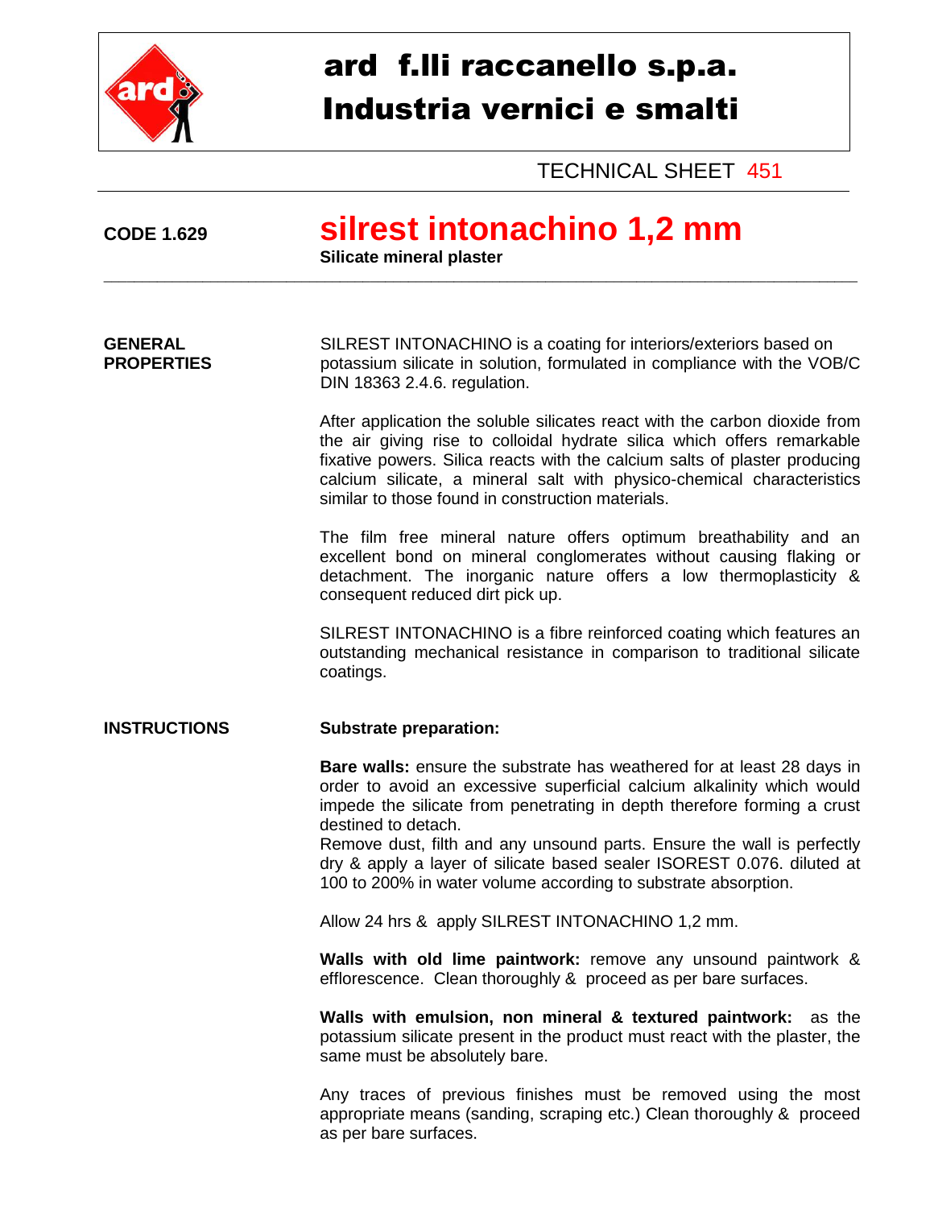# ard f.lli raccanello s.p.a.
# Industria vernici e smalti

TECHNICAL SHEET 451

**CODE 1.629**

## silrest intonachino 1,2 mm

**Silicate mineral plaster**

---

**GENERAL PROPERTIES**

SILREST INTONACHINO is a coating for interiors/exteriors based on potassium silicate in solution, formulated in compliance with the VOB/C DIN 18363 2.4.6. regulation.

After application the soluble silicates react with the carbon dioxide from the air giving rise to colloidal hydrate silica which offers remarkable fixative powers. Silica reacts with the calcium salts of plaster producing calcium silicate, a mineral salt with physico-chemical characteristics similar to those found in construction materials.

The film free mineral nature offers optimum breathability and an excellent bond on mineral conglomerates without causing flaking or detachment. The inorganic nature offers a low thermoplasticity & consequent reduced dirt pick up.

SILREST INTONACHINO is a fibre reinforced coating which features an outstanding mechanical resistance in comparison to traditional silicate coatings.

**INSTRUCTIONS**

**Substrate preparation:**

**Bare walls:** ensure the substrate has weathered for at least 28 days in order to avoid an excessive superficial calcium alkalinity which would impede the silicate from penetrating in depth therefore forming a crust destined to detach.
Remove dust, filth and any unsound parts. Ensure the wall is perfectly dry & apply a layer of silicate based sealer ISOREST 0.076. diluted at 100 to 200% in water volume according to substrate absorption.

Allow 24 hrs & apply SILREST INTONACHINO 1,2 mm.

**Walls with old lime paintwork:** remove any unsound paintwork & efflorescence. Clean thoroughly & proceed as per bare surfaces.

**Walls with emulsion, non mineral & textured paintwork:** as the potassium silicate present in the product must react with the plaster, the same must be absolutely bare.

Any traces of previous finishes must be removed using the most appropriate means (sanding, scraping etc.) Clean thoroughly & proceed as per bare surfaces.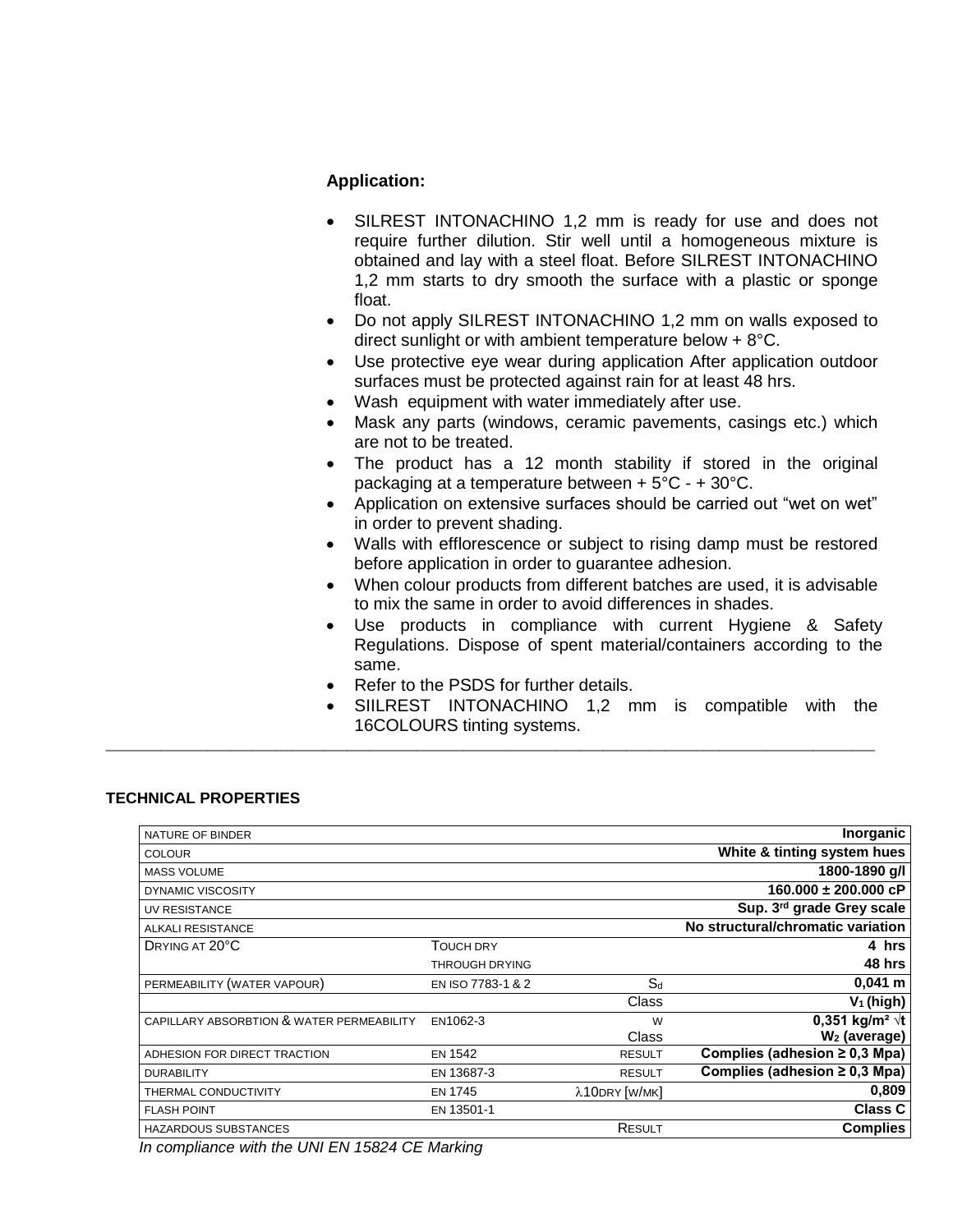**Application:**

- SILREST INTONACHINO 1,2 mm is ready for use and does not require further dilution. Stir well until a homogeneous mixture is obtained and lay with a steel float. Before SILREST INTONACHINO 1,2 mm starts to dry smooth the surface with a plastic or sponge float.
- Do not apply SILREST INTONACHINO 1,2 mm on walls exposed to direct sunlight or with ambient temperature below + 8°C.
- Use protective eye wear during application After application outdoor surfaces must be protected against rain for at least 48 hrs.
- Wash equipment with water immediately after use.
- Mask any parts (windows, ceramic pavements, casings etc.) which are not to be treated.
- The product has a 12 month stability if stored in the original packaging at a temperature between + 5°C - + 30°C.
- Application on extensive surfaces should be carried out "wet on wet" in order to prevent shading.
- Walls with efflorescence or subject to rising damp must be restored before application in order to guarantee adhesion.
- When colour products from different batches are used, it is advisable to mix the same in order to avoid differences in shades.
- Use products in compliance with current Hygiene & Safety Regulations. Dispose of spent material/containers according to the same.
- Refer to the PSDS for further details.
- SIILREST INTONACHINO 1,2 mm is compatible with the 16COLOURS tinting systems.

---

**TECHNICAL PROPERTIES**

| | | | |
|---|---|---|---|
| NATURE OF BINDER | | | **Inorganic** |
| COLOUR | | | **White & tinting system hues** |
| MASS VOLUME | | | **1800-1890 g/l** |
| DYNAMIC VISCOSITY | | | **160.000 ± 200.000 cP** |
| UV RESISTANCE | | | **Sup. 3rd grade Grey scale** |
| ALKALI RESISTANCE | | | **No structural/chromatic variation** |
| DRYING AT 20°C | TOUCH DRY | | **4 hrs** |
| | THROUGH DRYING | | **48 hrs** |
| PERMEABILITY (WATER VAPOUR) | EN ISO 7783-1 & 2 | $S_d$ | **0,041 m** |
| | | Class | **$V_1$ (high)** |
| CAPILLARY ABSORBTION & WATER PERMEABILITY | EN1062-3 | W<br>Class | **0,351 kg/m² √t**<br>**$W_2$ (average)** |
| ADHESION FOR DIRECT TRACTION | EN 1542 | RESULT | **Complies (adhesion ≥ 0,3 Mpa)** |
| DURABILITY | EN 13687-3 | RESULT | **Complies (adhesion ≥ 0,3 Mpa)** |
| THERMAL CONDUCTIVITY | EN 1745 | $\lambda$10DRY [W/MK] | **0,809** |
| FLASH POINT | EN 13501-1 | | **Class C** |
| HAZARDOUS SUBSTANCES | | RESULT | **Complies** |

*In compliance with the UNI EN 15824 CE Marking*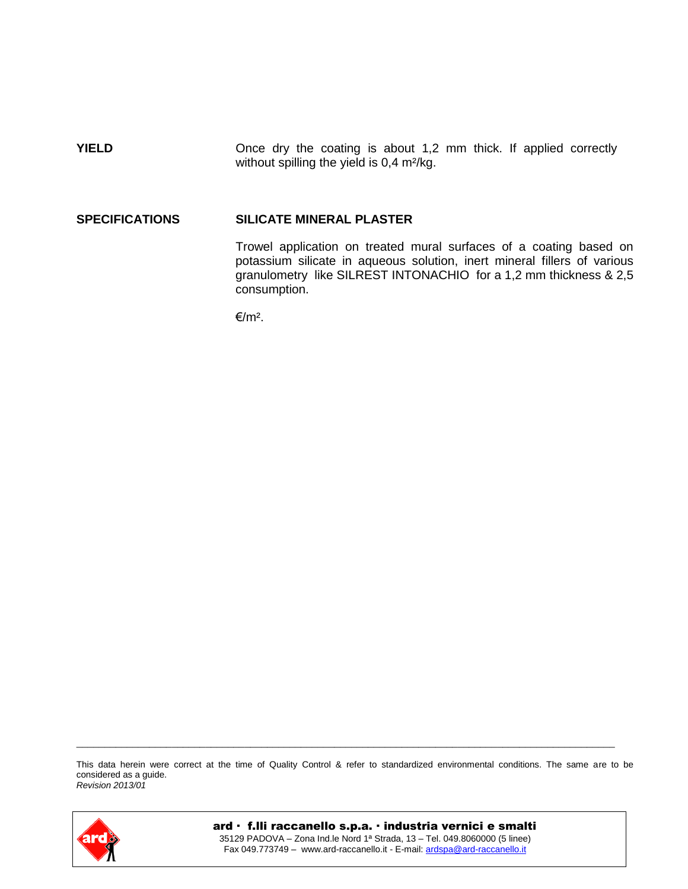**YIELD**

Once dry the coating is about 1,2 mm thick. If applied correctly without spilling the yield is 0,4 m²/kg.

**SPECIFICATIONS**

**SILICATE MINERAL PLASTER**

Trowel application on treated mural surfaces of a coating based on potassium silicate in aqueous solution, inert mineral fillers of various granulometry like SILREST INTONACHIO for a 1,2 mm thickness & 2,5 consumption.

€/m².

This data herein were correct at the time of Quality Control & refer to standardized environmental conditions. The same are to be considered as a guide.
*Revision 2013/01*

**ard · f.lli raccanello s.p.a. · industria vernici e smalti**
35129 PADOVA – Zona Ind.le Nord 1ª Strada, 13 – Tel. 049.8060000 (5 linee)
Fax 049.773749 – www.ard-raccanello.it - E-mail: ardspa@ard-raccanello.it